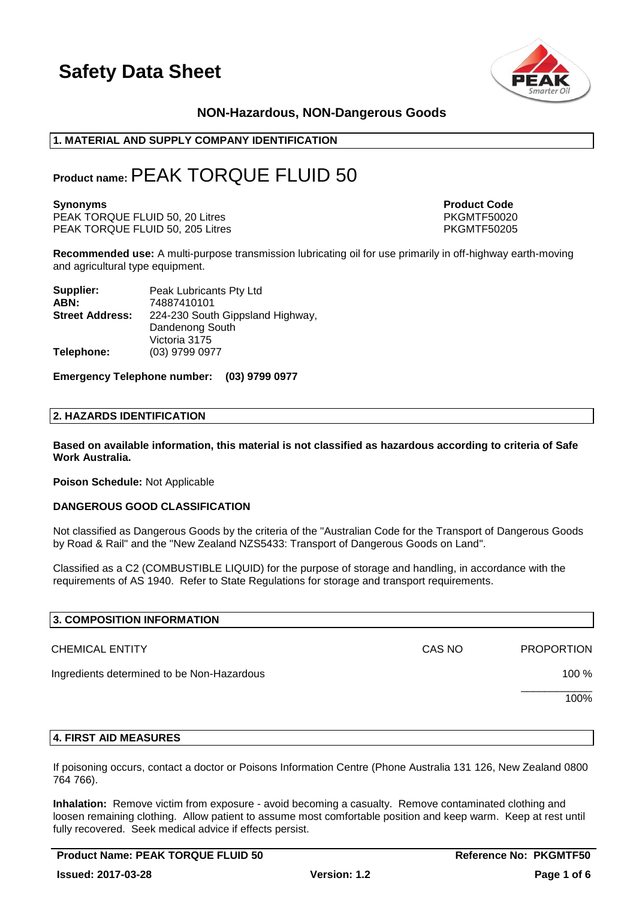# Safety Data Sheet

**NON-Hazardous, NON-Dangerous Goods**

## 1. MATERIAL AND SUPPLY COMPANY IDENTIFICATION

**Product name:** PEAK TORQUE FLUID 50

| **Synonyms** | **Product Code** |
|---|---|
| PEAK TORQUE FLUID 50, 20 Litres | PKGMTF50020 |
| PEAK TORQUE FLUID 50, 205 Litres | PKGMTF50205 |

**Recommended use:** A multi-purpose transmission lubricating oil for use primarily in off-highway earth-moving and agricultural type equipment.

**Supplier:** Peak Lubricants Pty Ltd
**ABN:** 74887410101
**Street Address:** 224-230 South Gippsland Highway, Dandenong South Victoria 3175
**Telephone:** (03) 9799 0977

**Emergency Telephone number: (03) 9799 0977**

## 2. HAZARDS IDENTIFICATION

**Based on available information, this material is not classified as hazardous according to criteria of Safe Work Australia.**

**Poison Schedule:** Not Applicable

**DANGEROUS GOOD CLASSIFICATION**

Not classified as Dangerous Goods by the criteria of the "Australian Code for the Transport of Dangerous Goods by Road & Rail" and the "New Zealand NZS5433: Transport of Dangerous Goods on Land".

Classified as a C2 (COMBUSTIBLE LIQUID) for the purpose of storage and handling, in accordance with the requirements of AS 1940. Refer to State Regulations for storage and transport requirements.

## 3. COMPOSITION INFORMATION

| CHEMICAL ENTITY | CAS NO | PROPORTION |
|---|---|---|
| Ingredients determined to be Non-Hazardous | | 100 % |
| | | 100% |

## 4. FIRST AID MEASURES

If poisoning occurs, contact a doctor or Poisons Information Centre (Phone Australia 131 126, New Zealand 0800 764 766).

**Inhalation:** Remove victim from exposure - avoid becoming a casualty. Remove contaminated clothing and loosen remaining clothing. Allow patient to assume most comfortable position and keep warm. Keep at rest until fully recovered. Seek medical advice if effects persist.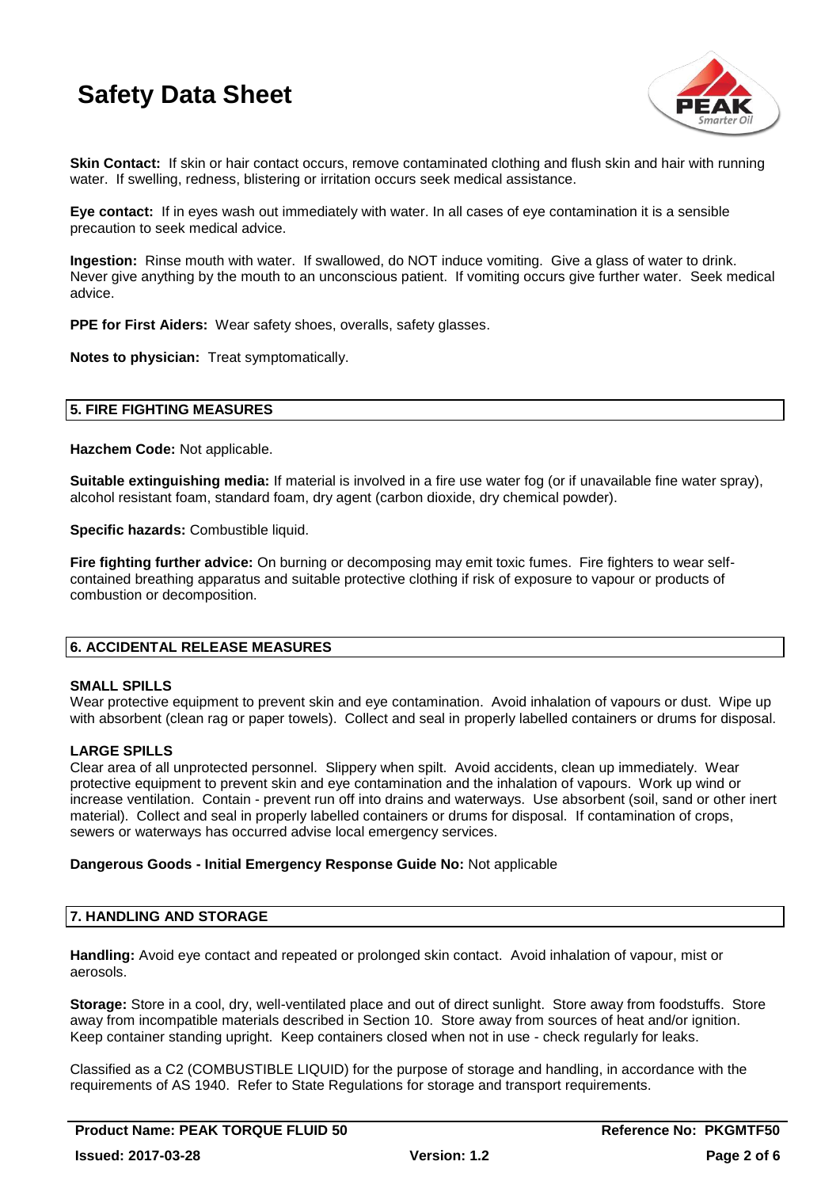**Skin Contact:** If skin or hair contact occurs, remove contaminated clothing and flush skin and hair with running water. If swelling, redness, blistering or irritation occurs seek medical assistance.

**Eye contact:** If in eyes wash out immediately with water. In all cases of eye contamination it is a sensible precaution to seek medical advice.

**Ingestion:** Rinse mouth with water. If swallowed, do NOT induce vomiting. Give a glass of water to drink. Never give anything by the mouth to an unconscious patient. If vomiting occurs give further water. Seek medical advice.

**PPE for First Aiders:** Wear safety shoes, overalls, safety glasses.

**Notes to physician:** Treat symptomatically.

## 5. FIRE FIGHTING MEASURES

**Hazchem Code:** Not applicable.

**Suitable extinguishing media:** If material is involved in a fire use water fog (or if unavailable fine water spray), alcohol resistant foam, standard foam, dry agent (carbon dioxide, dry chemical powder).

**Specific hazards:** Combustible liquid.

**Fire fighting further advice:** On burning or decomposing may emit toxic fumes. Fire fighters to wear self-contained breathing apparatus and suitable protective clothing if risk of exposure to vapour or products of combustion or decomposition.

## 6. ACCIDENTAL RELEASE MEASURES

### SMALL SPILLS

Wear protective equipment to prevent skin and eye contamination. Avoid inhalation of vapours or dust. Wipe up with absorbent (clean rag or paper towels). Collect and seal in properly labelled containers or drums for disposal.

### LARGE SPILLS

Clear area of all unprotected personnel. Slippery when spilt. Avoid accidents, clean up immediately. Wear protective equipment to prevent skin and eye contamination and the inhalation of vapours. Work up wind or increase ventilation. Contain - prevent run off into drains and waterways. Use absorbent (soil, sand or other inert material). Collect and seal in properly labelled containers or drums for disposal. If contamination of crops, sewers or waterways has occurred advise local emergency services.

**Dangerous Goods - Initial Emergency Response Guide No:** Not applicable

## 7. HANDLING AND STORAGE

**Handling:** Avoid eye contact and repeated or prolonged skin contact. Avoid inhalation of vapour, mist or aerosols.

**Storage:** Store in a cool, dry, well-ventilated place and out of direct sunlight. Store away from foodstuffs. Store away from incompatible materials described in Section 10. Store away from sources of heat and/or ignition. Keep container standing upright. Keep containers closed when not in use - check regularly for leaks.

Classified as a C2 (COMBUSTIBLE LIQUID) for the purpose of storage and handling, in accordance with the requirements of AS 1940. Refer to State Regulations for storage and transport requirements.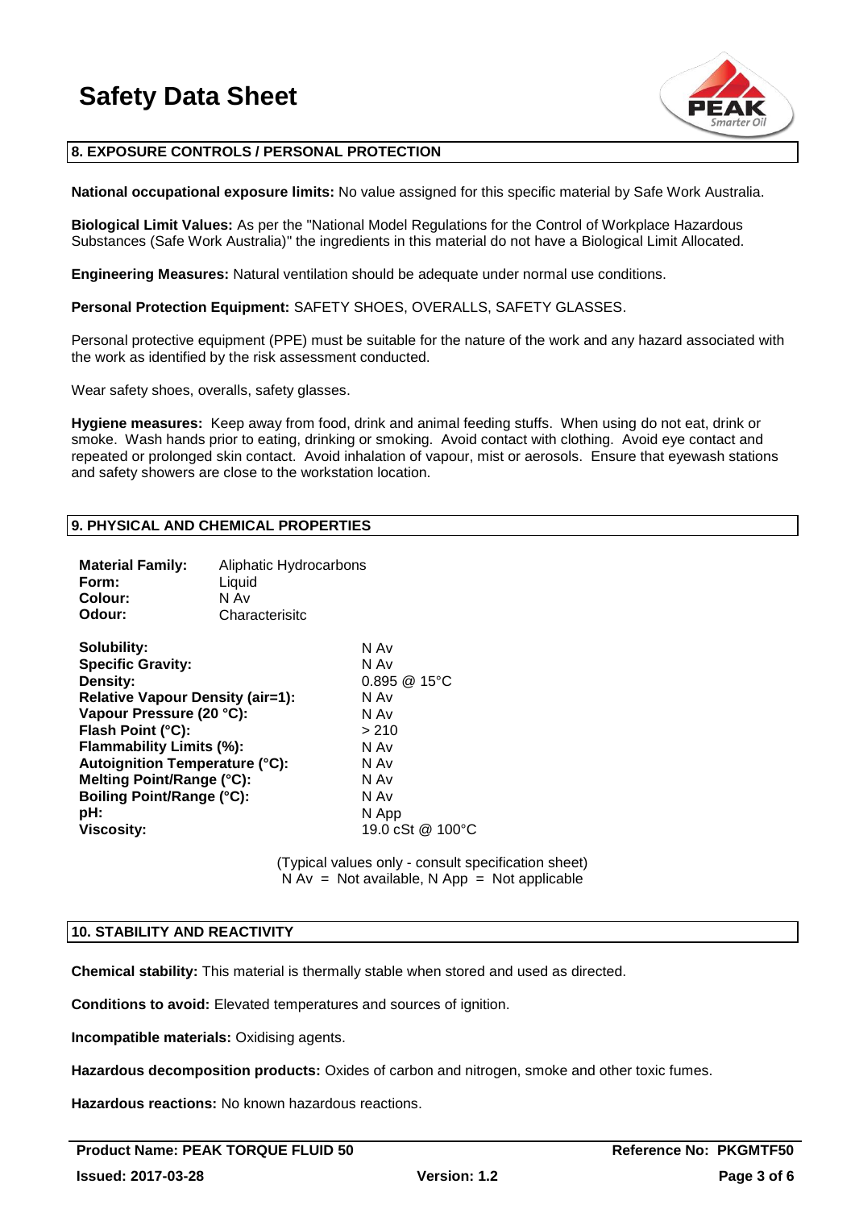## 8. EXPOSURE CONTROLS / PERSONAL PROTECTION

**National occupational exposure limits:** No value assigned for this specific material by Safe Work Australia.

**Biological Limit Values:** As per the "National Model Regulations for the Control of Workplace Hazardous Substances (Safe Work Australia)" the ingredients in this material do not have a Biological Limit Allocated.

**Engineering Measures:** Natural ventilation should be adequate under normal use conditions.

**Personal Protection Equipment:** SAFETY SHOES, OVERALLS, SAFETY GLASSES.

Personal protective equipment (PPE) must be suitable for the nature of the work and any hazard associated with the work as identified by the risk assessment conducted.

Wear safety shoes, overalls, safety glasses.

**Hygiene measures:** Keep away from food, drink and animal feeding stuffs. When using do not eat, drink or smoke. Wash hands prior to eating, drinking or smoking. Avoid contact with clothing. Avoid eye contact and repeated or prolonged skin contact. Avoid inhalation of vapour, mist or aerosols. Ensure that eyewash stations and safety showers are close to the workstation location.

## 9. PHYSICAL AND CHEMICAL PROPERTIES

| | |
|---|---|
| **Material Family:** | Aliphatic Hydrocarbons |
| **Form:** | Liquid |
| **Colour:** | N Av |
| **Odour:** | Characterisitc |

| | |
|---|---|
| **Solubility:** | N Av |
| **Specific Gravity:** | N Av |
| **Density:** | 0.895 @ 15°C |
| **Relative Vapour Density (air=1):** | N Av |
| **Vapour Pressure (20 °C):** | N Av |
| **Flash Point (°C):** | > 210 |
| **Flammability Limits (%):** | N Av |
| **Autoignition Temperature (°C):** | N Av |
| **Melting Point/Range (°C):** | N Av |
| **Boiling Point/Range (°C):** | N Av |
| **pH:** | N App |
| **Viscosity:** | 19.0 cSt @ 100°C |

(Typical values only - consult specification sheet)
N Av = Not available, N App = Not applicable

## 10. STABILITY AND REACTIVITY

**Chemical stability:** This material is thermally stable when stored and used as directed.

**Conditions to avoid:** Elevated temperatures and sources of ignition.

**Incompatible materials:** Oxidising agents.

**Hazardous decomposition products:** Oxides of carbon and nitrogen, smoke and other toxic fumes.

**Hazardous reactions:** No known hazardous reactions.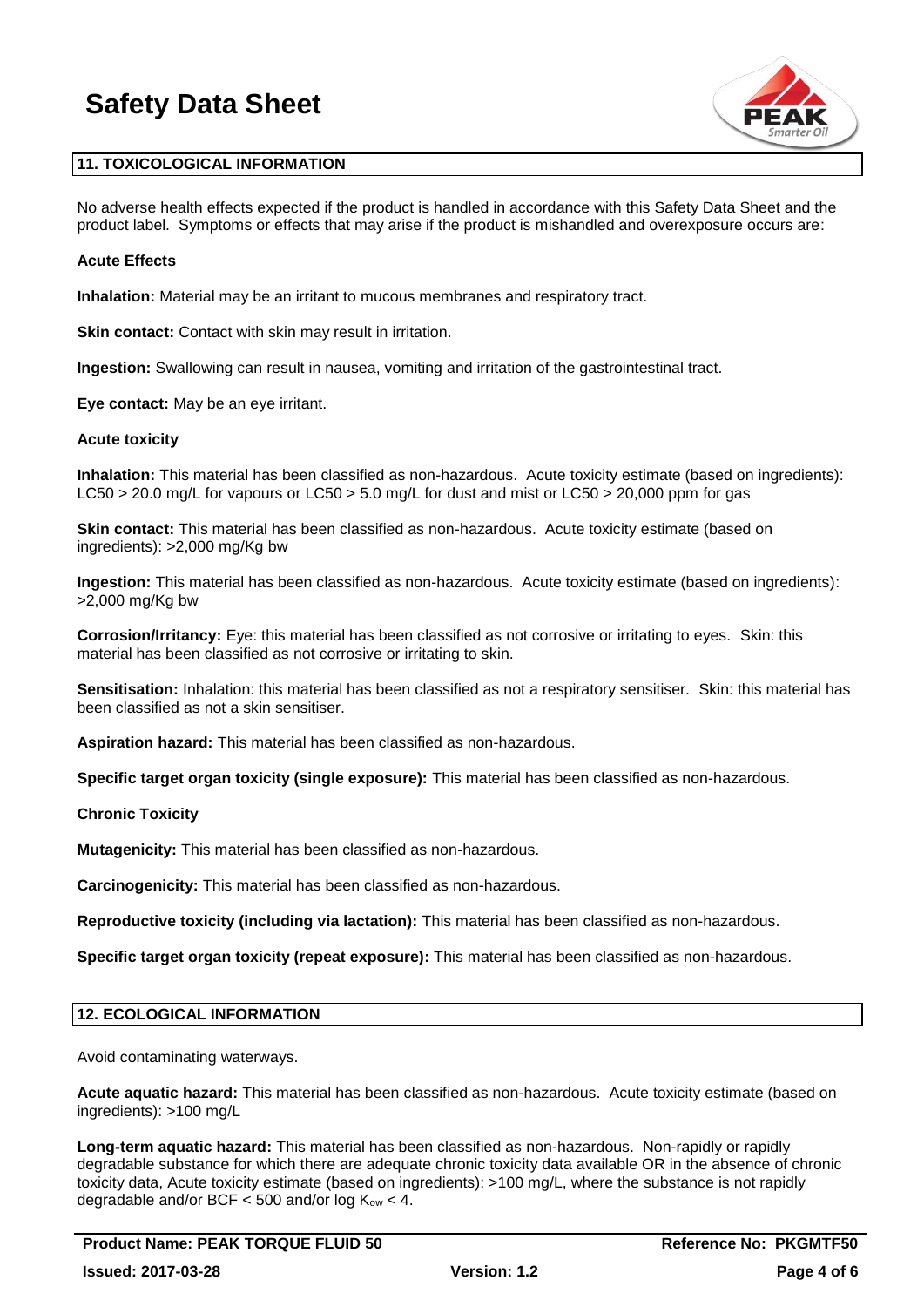## 11. TOXICOLOGICAL INFORMATION

No adverse health effects expected if the product is handled in accordance with this Safety Data Sheet and the product label. Symptoms or effects that may arise if the product is mishandled and overexposure occurs are:

**Acute Effects**

**Inhalation:** Material may be an irritant to mucous membranes and respiratory tract.

**Skin contact:** Contact with skin may result in irritation.

**Ingestion:** Swallowing can result in nausea, vomiting and irritation of the gastrointestinal tract.

**Eye contact:** May be an eye irritant.

**Acute toxicity**

**Inhalation:** This material has been classified as non-hazardous. Acute toxicity estimate (based on ingredients): LC50 > 20.0 mg/L for vapours or LC50 > 5.0 mg/L for dust and mist or LC50 > 20,000 ppm for gas

**Skin contact:** This material has been classified as non-hazardous. Acute toxicity estimate (based on ingredients): >2,000 mg/Kg bw

**Ingestion:** This material has been classified as non-hazardous. Acute toxicity estimate (based on ingredients): >2,000 mg/Kg bw

**Corrosion/Irritancy:** Eye: this material has been classified as not corrosive or irritating to eyes. Skin: this material has been classified as not corrosive or irritating to skin.

**Sensitisation:** Inhalation: this material has been classified as not a respiratory sensitiser. Skin: this material has been classified as not a skin sensitiser.

**Aspiration hazard:** This material has been classified as non-hazardous.

**Specific target organ toxicity (single exposure):** This material has been classified as non-hazardous.

**Chronic Toxicity**

**Mutagenicity:** This material has been classified as non-hazardous.

**Carcinogenicity:** This material has been classified as non-hazardous.

**Reproductive toxicity (including via lactation):** This material has been classified as non-hazardous.

**Specific target organ toxicity (repeat exposure):** This material has been classified as non-hazardous.

## 12. ECOLOGICAL INFORMATION

Avoid contaminating waterways.

**Acute aquatic hazard:** This material has been classified as non-hazardous. Acute toxicity estimate (based on ingredients): >100 mg/L

**Long-term aquatic hazard:** This material has been classified as non-hazardous. Non-rapidly or rapidly degradable substance for which there are adequate chronic toxicity data available OR in the absence of chronic toxicity data, Acute toxicity estimate (based on ingredients): >100 mg/L, where the substance is not rapidly degradable and/or BCF < 500 and/or log $K_{ow}$ < 4.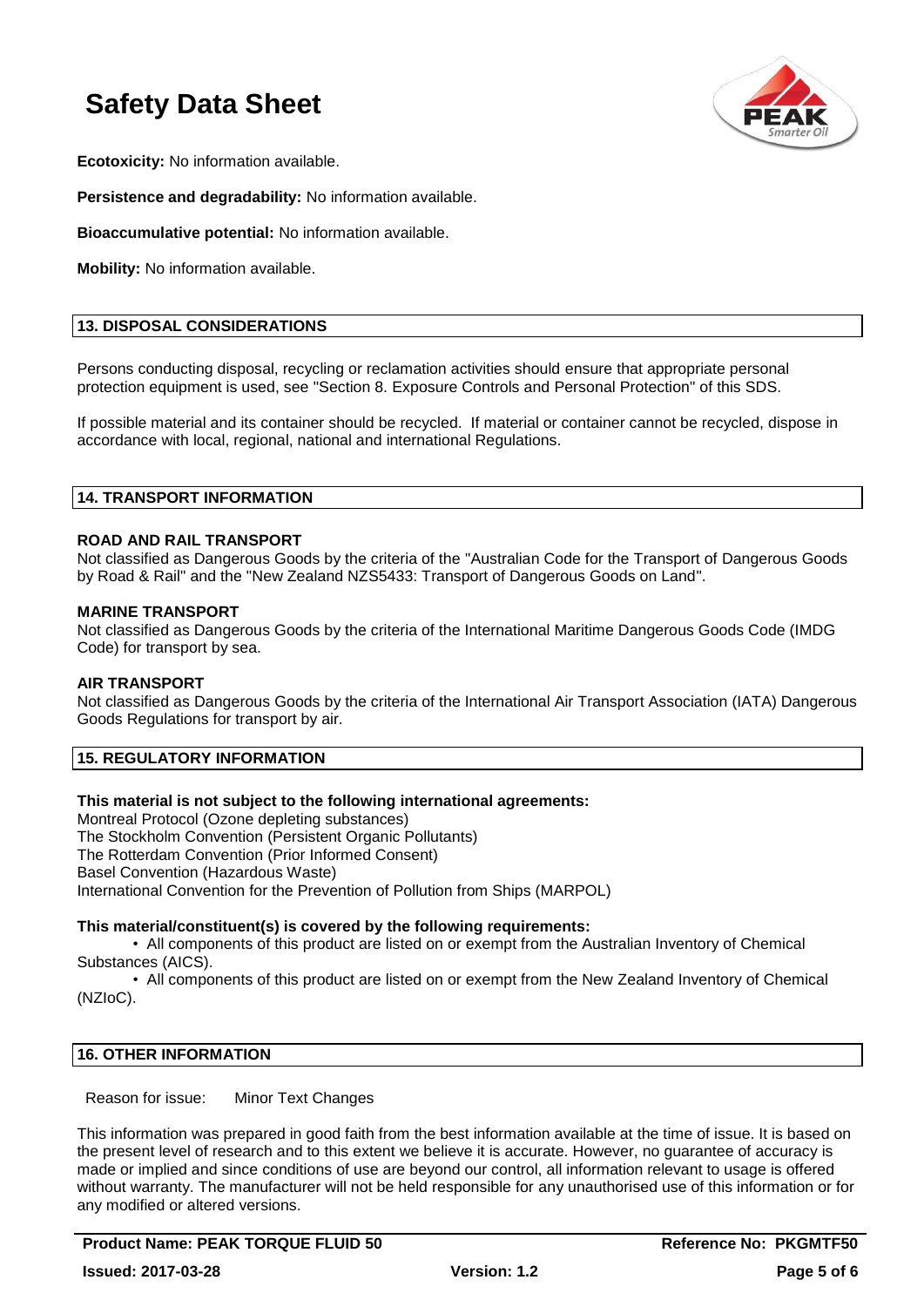**Ecotoxicity:** No information available.

**Persistence and degradability:** No information available.

**Bioaccumulative potential:** No information available.

**Mobility:** No information available.

## 13. DISPOSAL CONSIDERATIONS

Persons conducting disposal, recycling or reclamation activities should ensure that appropriate personal protection equipment is used, see "Section 8. Exposure Controls and Personal Protection" of this SDS.

If possible material and its container should be recycled. If material or container cannot be recycled, dispose in accordance with local, regional, national and international Regulations.

## 14. TRANSPORT INFORMATION

**ROAD AND RAIL TRANSPORT**
Not classified as Dangerous Goods by the criteria of the "Australian Code for the Transport of Dangerous Goods by Road & Rail" and the "New Zealand NZS5433: Transport of Dangerous Goods on Land".

**MARINE TRANSPORT**
Not classified as Dangerous Goods by the criteria of the International Maritime Dangerous Goods Code (IMDG Code) for transport by sea.

**AIR TRANSPORT**
Not classified as Dangerous Goods by the criteria of the International Air Transport Association (IATA) Dangerous Goods Regulations for transport by air.

## 15. REGULATORY INFORMATION

**This material is not subject to the following international agreements:**
Montreal Protocol (Ozone depleting substances)
The Stockholm Convention (Persistent Organic Pollutants)
The Rotterdam Convention (Prior Informed Consent)
Basel Convention (Hazardous Waste)
International Convention for the Prevention of Pollution from Ships (MARPOL)

**This material/constituent(s) is covered by the following requirements:**

- All components of this product are listed on or exempt from the Australian Inventory of Chemical Substances (AICS).
- All components of this product are listed on or exempt from the New Zealand Inventory of Chemical (NZIoC).

## 16. OTHER INFORMATION

Reason for issue: Minor Text Changes

This information was prepared in good faith from the best information available at the time of issue. It is based on the present level of research and to this extent we believe it is accurate. However, no guarantee of accuracy is made or implied and since conditions of use are beyond our control, all information relevant to usage is offered without warranty. The manufacturer will not be held responsible for any unauthorised use of this information or for any modified or altered versions.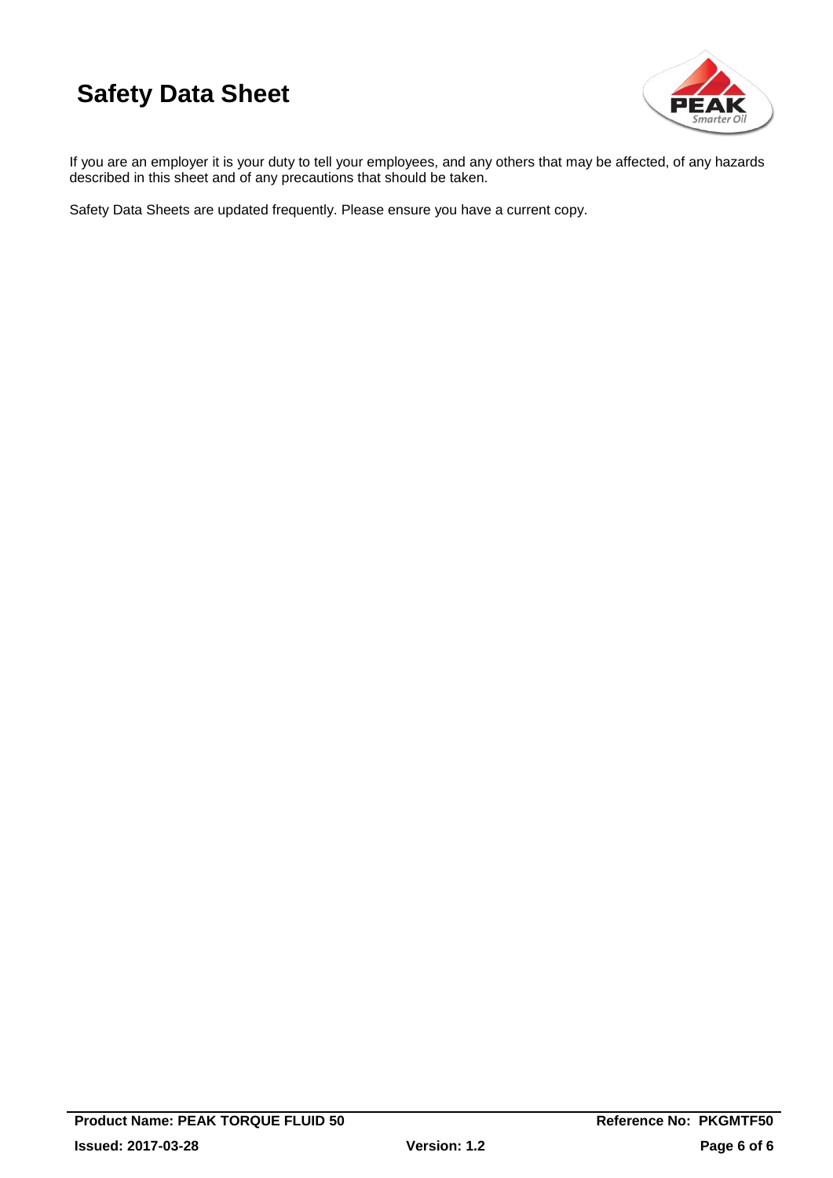If you are an employer it is your duty to tell your employees, and any others that may be affected, of any hazards described in this sheet and of any precautions that should be taken.

Safety Data Sheets are updated frequently. Please ensure you have a current copy.